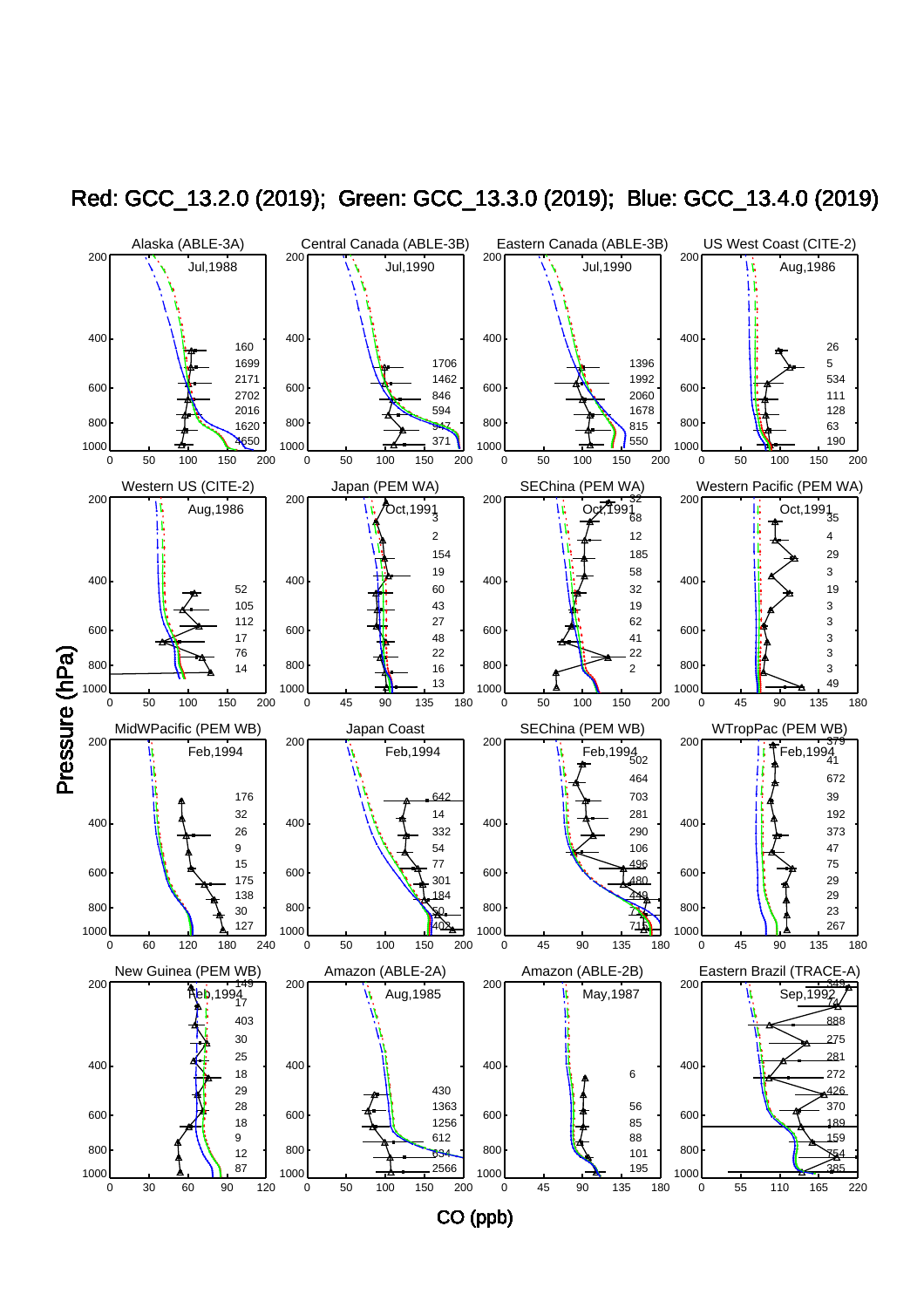Red: GCC_13.2.0 (2019); Green: GCC_13.3.0 (2019); Blue: GCC_13.4.0 (2019)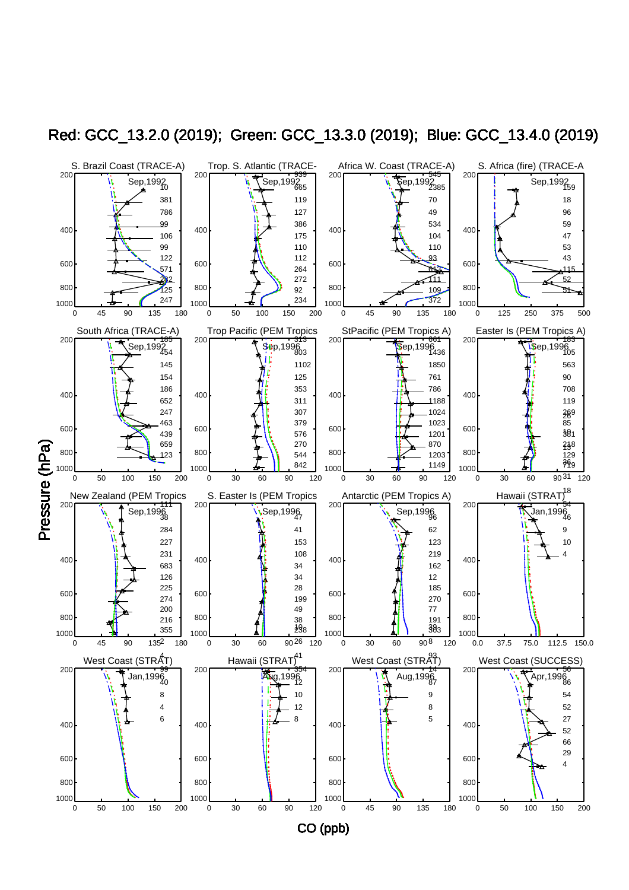Red: GCC_13.2.0 (2019); Green: GCC_13.3.0 (2019); Blue: GCC_13.4.0 (2019)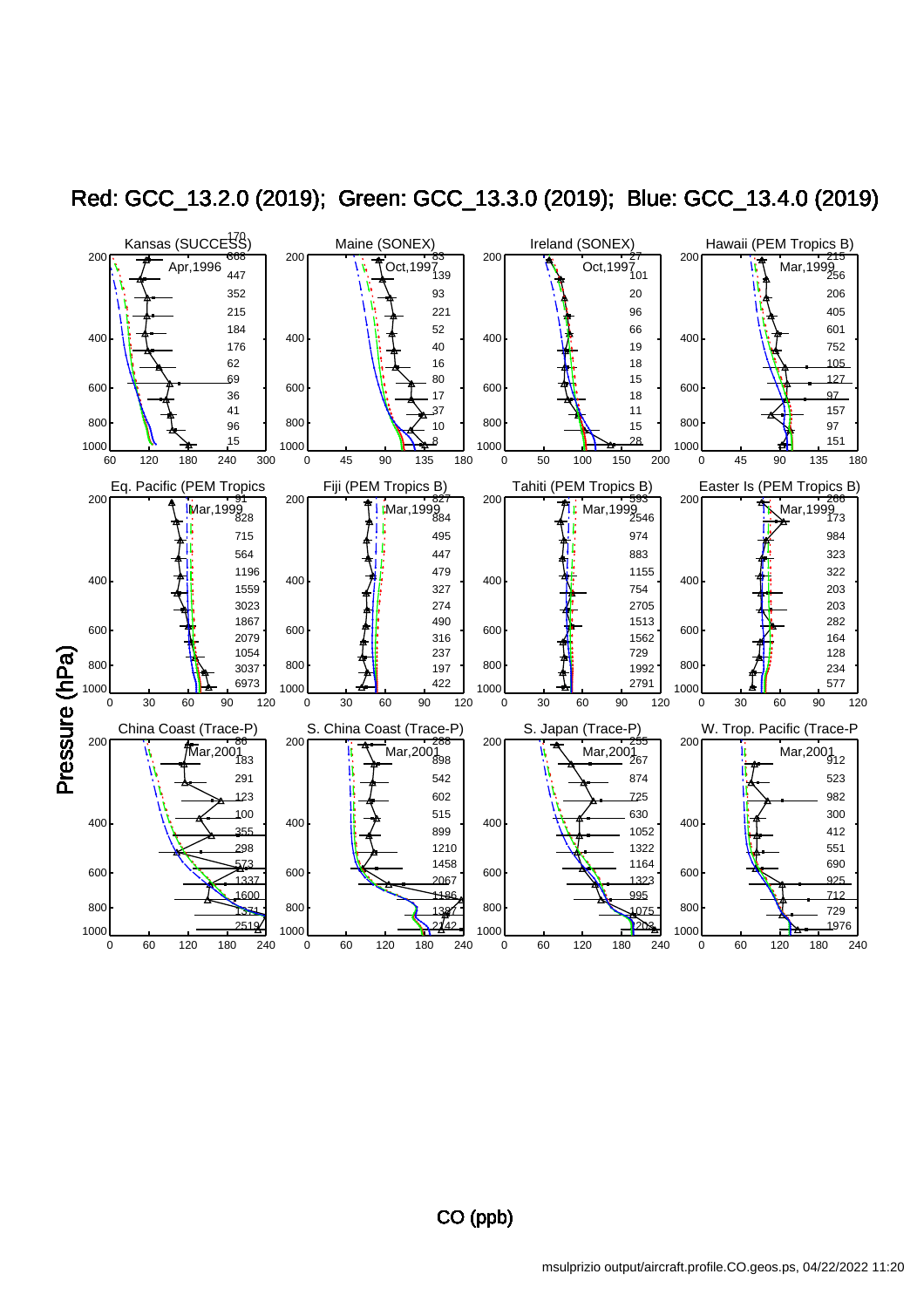Red: GCC_13.2.0 (2019); Green: GCC_13.3.0 (2019); Blue: GCC_13.4.0 (2019)

Kansas (SUCCESS)
Apr,1996
170
668
447
352
215
184
176
62
69
36
41
96
15

Maine (SONEX)
Oct,1997
83
139
93
221
52
40
16
80
17
37
10
8

Ireland (SONEX)
Oct,1997
27
101
20
96
66
19
18
15
18
11
15
28

Hawaii (PEM Tropics B)
Mar,1999
215
256
206
405
601
752
105
127
97
157
97
151

Eq. Pacific (PEM Tropics
Mar,1999
91
828
715
564
1196
1559
3023
1867
2079
1054
3037
6973

Fiji (PEM Tropics B)
Mar,1999
827
884
495
447
479
327
274
490
316
237
197
422

Tahiti (PEM Tropics B)
Mar,1999
593
2546
974
883
1155
754
2705
1513
1562
729
1992
2791

Easter Is (PEM Tropics B)
Mar,1999
206
173
984
323
322
203
203
282
164
128
234
577

China Coast (Trace-P)
Mar,2001
86
183
291
123
100
355
298
573
1337
1600
1371
2519

S. China Coast (Trace-P)
Mar,2001
288
898
542
602
515
899
1210
1458
2067
1186
1397
2142

S. Japan (Trace-P)
Mar,2001
255
267
874
725
630
1052
1322
1164
1323
995
1075
1203

W. Trop. Pacific (Trace-P
Mar,2001
912
523
982
300
412
551
690
925
712
729
1976

Pressure (hPa)

CO (ppb)

msulprizio output/aircraft.profile.CO.geos.ps, 04/22/2022 11:20